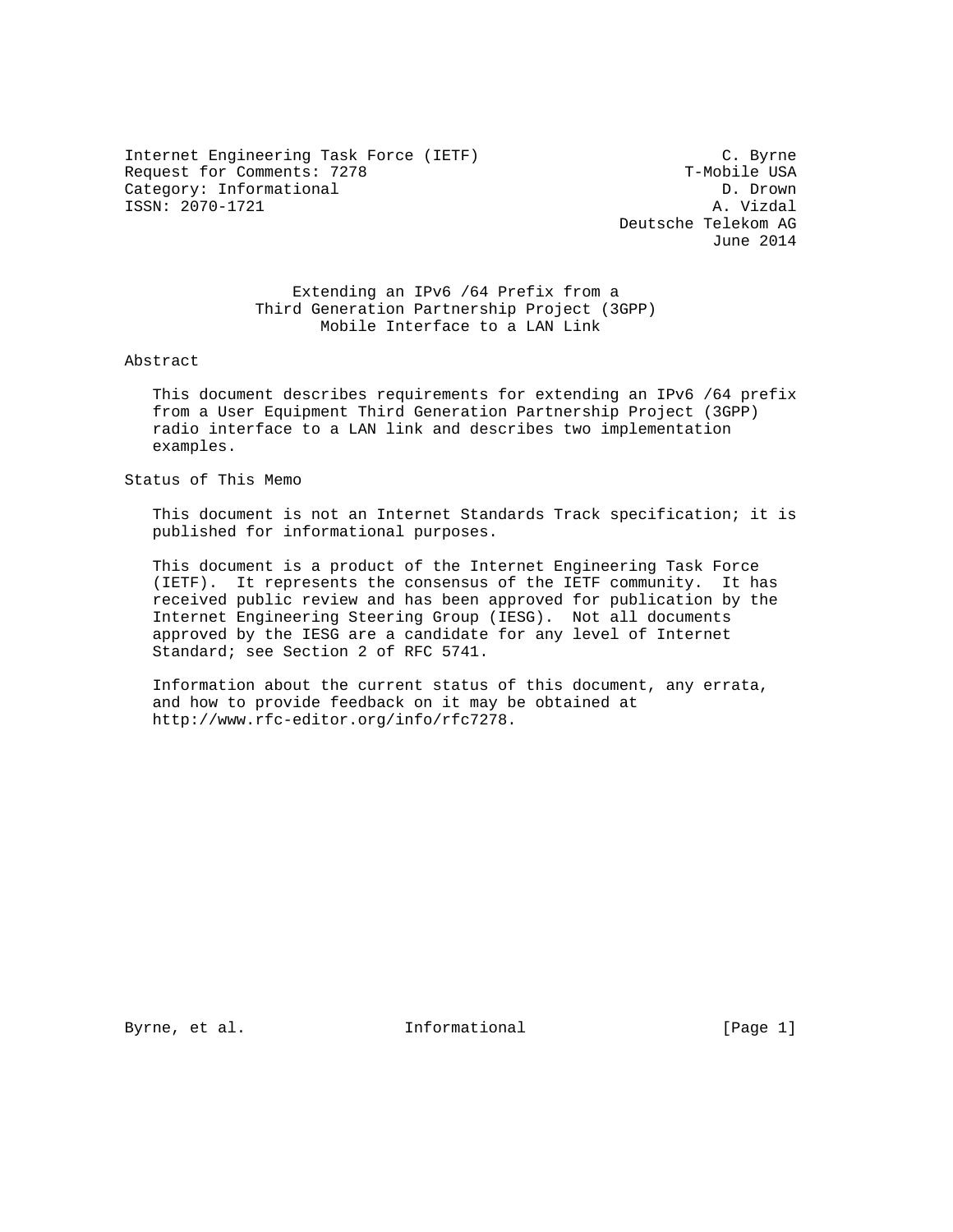Internet Engineering Task Force (IETF) C. Byrne
Request for Comments: 7278 T-Mobile USA
Category: Informational D. Drown
ISSN: 2070-1721 A. Vizdal
Deutsche Telekom AG
June 2014

# Extending an IPv6 /64 Prefix from a Third Generation Partnership Project (3GPP) Mobile Interface to a LAN Link

## Abstract

This document describes requirements for extending an IPv6 /64 prefix from a User Equipment Third Generation Partnership Project (3GPP) radio interface to a LAN link and describes two implementation examples.

## Status of This Memo

This document is not an Internet Standards Track specification; it is published for informational purposes.

This document is a product of the Internet Engineering Task Force (IETF). It represents the consensus of the IETF community. It has received public review and has been approved for publication by the Internet Engineering Steering Group (IESG). Not all documents approved by the IESG are a candidate for any level of Internet Standard; see Section 2 of RFC 5741.

Information about the current status of this document, any errata, and how to provide feedback on it may be obtained at http://www.rfc-editor.org/info/rfc7278.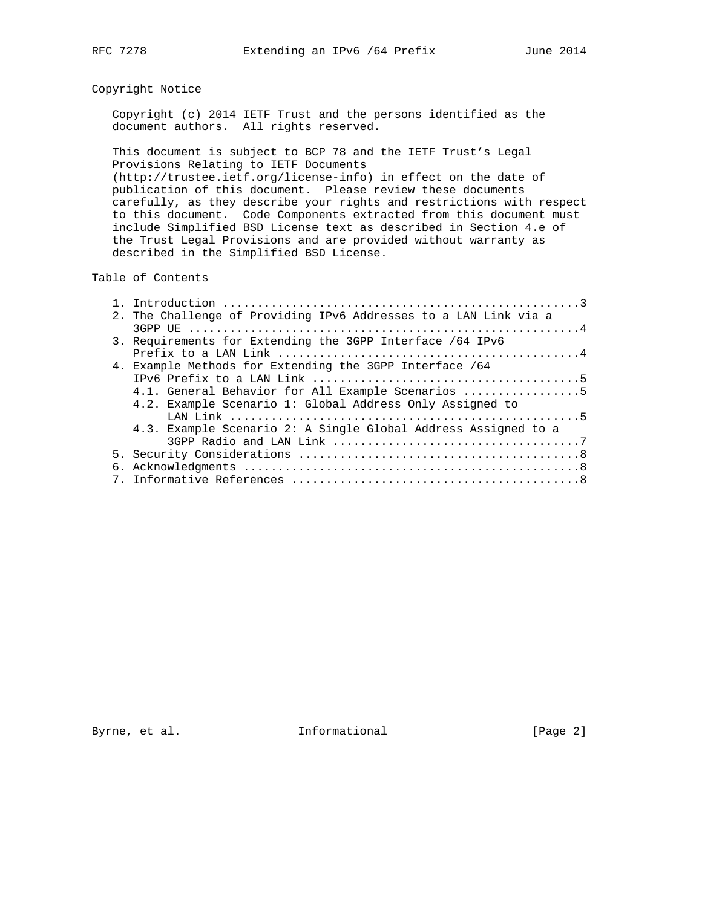## Copyright Notice

Copyright (c) 2014 IETF Trust and the persons identified as the document authors. All rights reserved.

This document is subject to BCP 78 and the IETF Trust's Legal Provisions Relating to IETF Documents (http://trustee.ietf.org/license-info) in effect on the date of publication of this document. Please review these documents carefully, as they describe your rights and restrictions with respect to this document. Code Components extracted from this document must include Simplified BSD License text as described in Section 4.e of the Trust Legal Provisions and are provided without warranty as described in the Simplified BSD License.

## Table of Contents

```
   1. Introduction ....................................................3
   2. The Challenge of Providing IPv6 Addresses to a LAN Link via a
      3GPP UE .........................................................4
   3. Requirements for Extending the 3GPP Interface /64 IPv6
      Prefix to a LAN Link ............................................4
   4. Example Methods for Extending the 3GPP Interface /64
      IPv6 Prefix to a LAN Link .......................................5
      4.1. General Behavior for All Example Scenarios .................5
      4.2. Example Scenario 1: Global Address Only Assigned to
           LAN Link ...................................................5
      4.3. Example Scenario 2: A Single Global Address Assigned to a
           3GPP Radio and LAN Link ....................................7
   5. Security Considerations .........................................8
   6. Acknowledgments .................................................8
   7. Informative References ..........................................8
```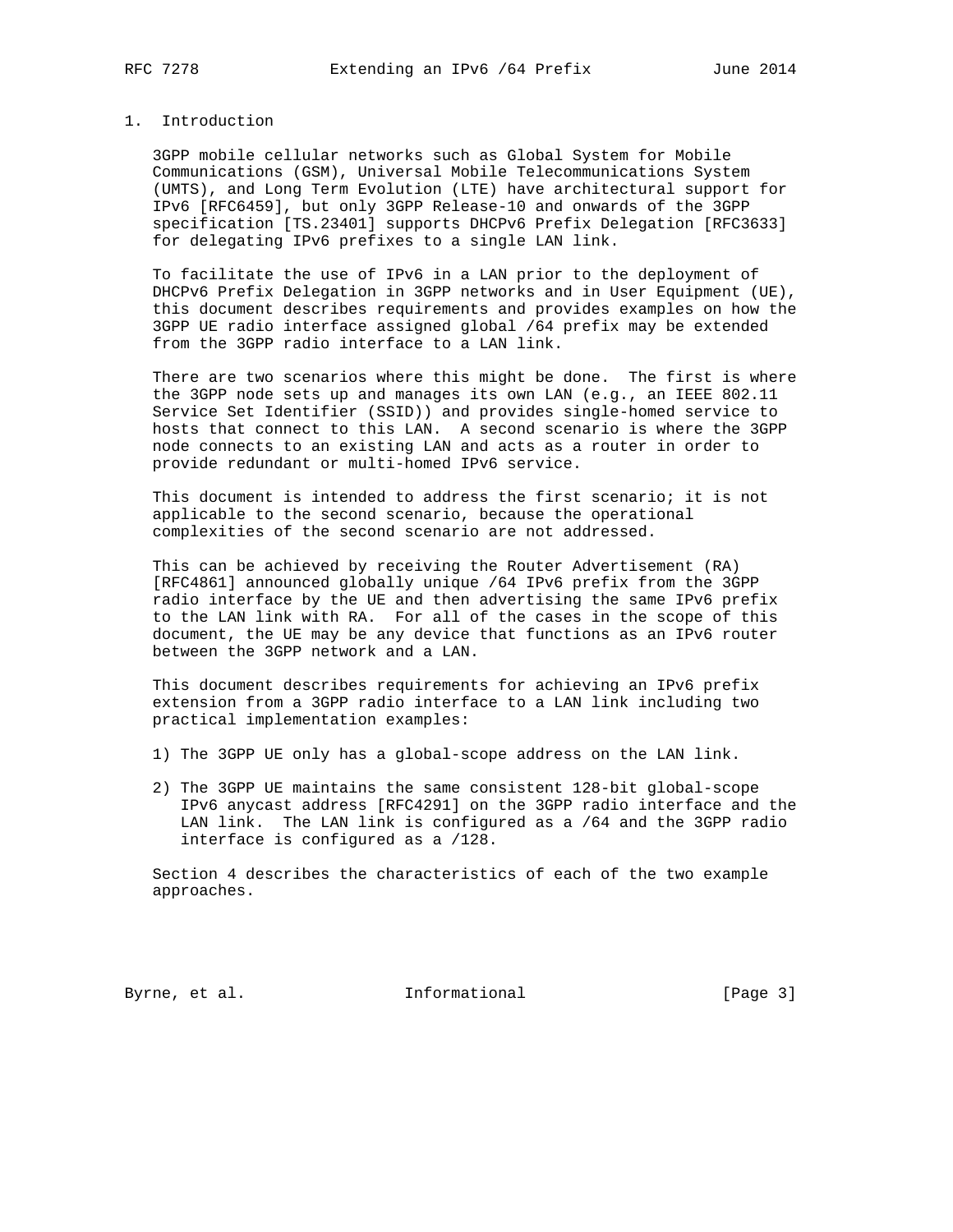# 1. Introduction

3GPP mobile cellular networks such as Global System for Mobile Communications (GSM), Universal Mobile Telecommunications System (UMTS), and Long Term Evolution (LTE) have architectural support for IPv6 [RFC6459], but only 3GPP Release-10 and onwards of the 3GPP specification [TS.23401] supports DHCPv6 Prefix Delegation [RFC3633] for delegating IPv6 prefixes to a single LAN link.

To facilitate the use of IPv6 in a LAN prior to the deployment of DHCPv6 Prefix Delegation in 3GPP networks and in User Equipment (UE), this document describes requirements and provides examples on how the 3GPP UE radio interface assigned global /64 prefix may be extended from the 3GPP radio interface to a LAN link.

There are two scenarios where this might be done. The first is where the 3GPP node sets up and manages its own LAN (e.g., an IEEE 802.11 Service Set Identifier (SSID)) and provides single-homed service to hosts that connect to this LAN. A second scenario is where the 3GPP node connects to an existing LAN and acts as a router in order to provide redundant or multi-homed IPv6 service.

This document is intended to address the first scenario; it is not applicable to the second scenario, because the operational complexities of the second scenario are not addressed.

This can be achieved by receiving the Router Advertisement (RA) [RFC4861] announced globally unique /64 IPv6 prefix from the 3GPP radio interface by the UE and then advertising the same IPv6 prefix to the LAN link with RA. For all of the cases in the scope of this document, the UE may be any device that functions as an IPv6 router between the 3GPP network and a LAN.

This document describes requirements for achieving an IPv6 prefix extension from a 3GPP radio interface to a LAN link including two practical implementation examples:

1) The 3GPP UE only has a global-scope address on the LAN link.

2) The 3GPP UE maintains the same consistent 128-bit global-scope IPv6 anycast address [RFC4291] on the 3GPP radio interface and the LAN link. The LAN link is configured as a /64 and the 3GPP radio interface is configured as a /128.

Section 4 describes the characteristics of each of the two example approaches.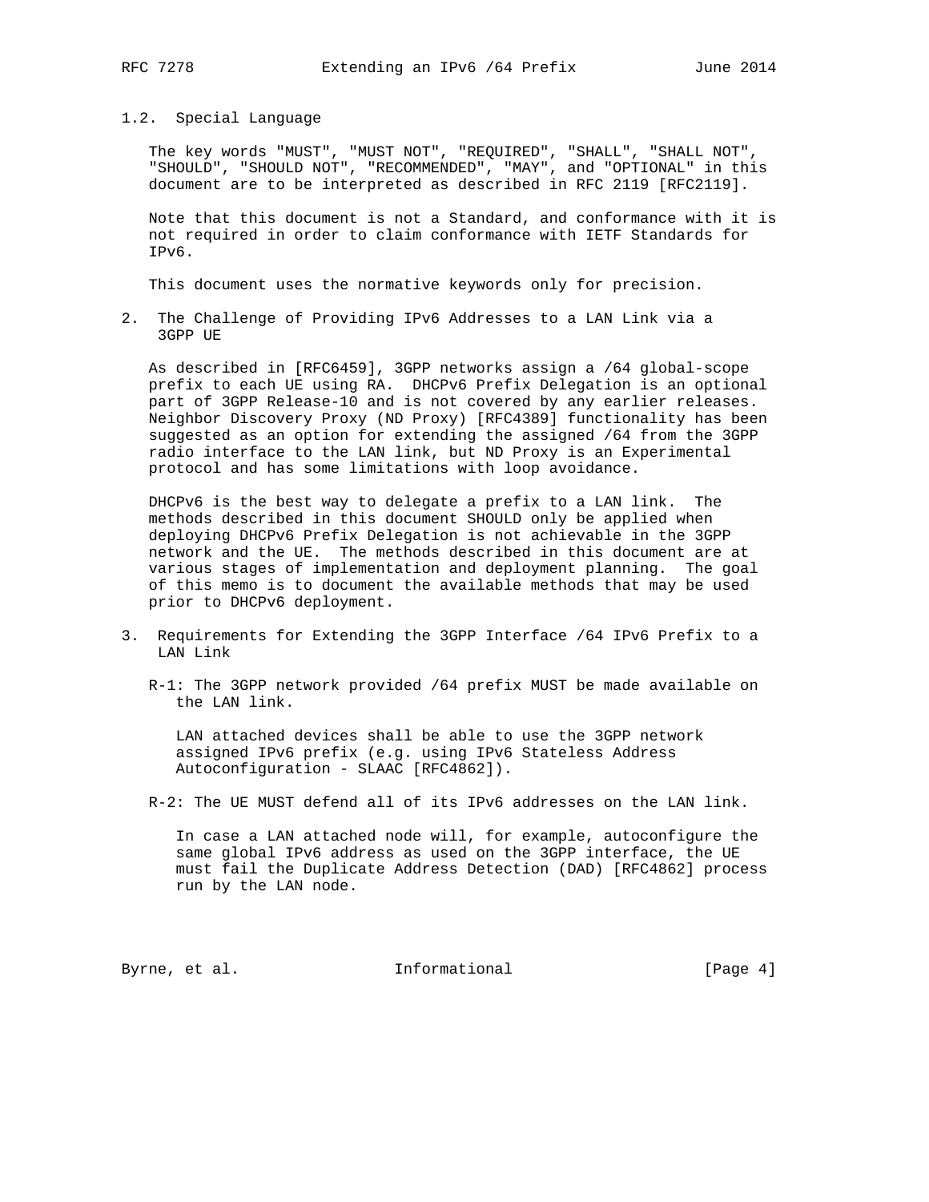### 1.2. Special Language

The key words "MUST", "MUST NOT", "REQUIRED", "SHALL", "SHALL NOT", "SHOULD", "SHOULD NOT", "RECOMMENDED", "MAY", and "OPTIONAL" in this document are to be interpreted as described in RFC 2119 [RFC2119].

Note that this document is not a Standard, and conformance with it is not required in order to claim conformance with IETF Standards for IPv6.

This document uses the normative keywords only for precision.

## 2. The Challenge of Providing IPv6 Addresses to a LAN Link via a 3GPP UE

As described in [RFC6459], 3GPP networks assign a /64 global-scope prefix to each UE using RA. DHCPv6 Prefix Delegation is an optional part of 3GPP Release-10 and is not covered by any earlier releases. Neighbor Discovery Proxy (ND Proxy) [RFC4389] functionality has been suggested as an option for extending the assigned /64 from the 3GPP radio interface to the LAN link, but ND Proxy is an Experimental protocol and has some limitations with loop avoidance.

DHCPv6 is the best way to delegate a prefix to a LAN link. The methods described in this document SHOULD only be applied when deploying DHCPv6 Prefix Delegation is not achievable in the 3GPP network and the UE. The methods described in this document are at various stages of implementation and deployment planning. The goal of this memo is to document the available methods that may be used prior to DHCPv6 deployment.

## 3. Requirements for Extending the 3GPP Interface /64 IPv6 Prefix to a LAN Link

R-1: The 3GPP network provided /64 prefix MUST be made available on the LAN link.

LAN attached devices shall be able to use the 3GPP network assigned IPv6 prefix (e.g. using IPv6 Stateless Address Autoconfiguration - SLAAC [RFC4862]).

R-2: The UE MUST defend all of its IPv6 addresses on the LAN link.

In case a LAN attached node will, for example, autoconfigure the same global IPv6 address as used on the 3GPP interface, the UE must fail the Duplicate Address Detection (DAD) [RFC4862] process run by the LAN node.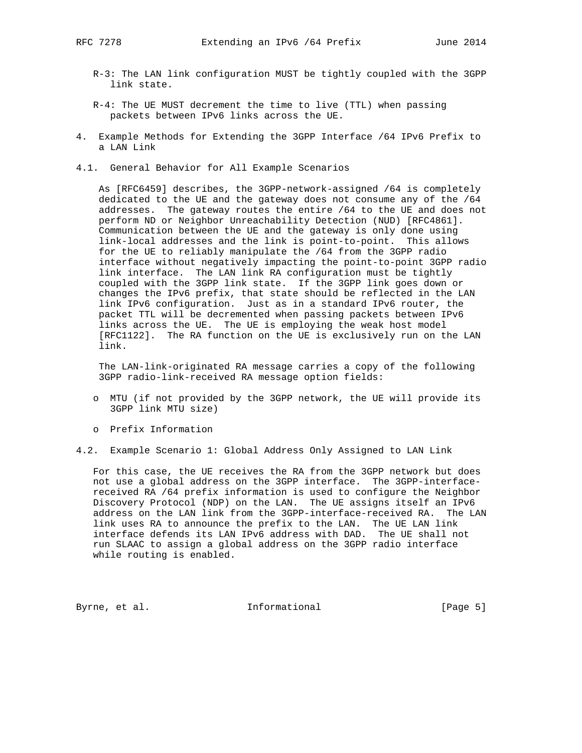R-3: The LAN link configuration MUST be tightly coupled with the 3GPP link state.

R-4: The UE MUST decrement the time to live (TTL) when passing packets between IPv6 links across the UE.

## 4. Example Methods for Extending the 3GPP Interface /64 IPv6 Prefix to a LAN Link

### 4.1. General Behavior for All Example Scenarios

As [RFC6459] describes, the 3GPP-network-assigned /64 is completely dedicated to the UE and the gateway does not consume any of the /64 addresses. The gateway routes the entire /64 to the UE and does not perform ND or Neighbor Unreachability Detection (NUD) [RFC4861]. Communication between the UE and the gateway is only done using link-local addresses and the link is point-to-point. This allows for the UE to reliably manipulate the /64 from the 3GPP radio interface without negatively impacting the point-to-point 3GPP radio link interface. The LAN link RA configuration must be tightly coupled with the 3GPP link state. If the 3GPP link goes down or changes the IPv6 prefix, that state should be reflected in the LAN link IPv6 configuration. Just as in a standard IPv6 router, the packet TTL will be decremented when passing packets between IPv6 links across the UE. The UE is employing the weak host model [RFC1122]. The RA function on the UE is exclusively run on the LAN link.

The LAN-link-originated RA message carries a copy of the following 3GPP radio-link-received RA message option fields:

- MTU (if not provided by the 3GPP network, the UE will provide its 3GPP link MTU size)
- Prefix Information

### 4.2. Example Scenario 1: Global Address Only Assigned to LAN Link

For this case, the UE receives the RA from the 3GPP network but does not use a global address on the 3GPP interface. The 3GPP-interface-received RA /64 prefix information is used to configure the Neighbor Discovery Protocol (NDP) on the LAN. The UE assigns itself an IPv6 address on the LAN link from the 3GPP-interface-received RA. The LAN link uses RA to announce the prefix to the LAN. The UE LAN link interface defends its LAN IPv6 address with DAD. The UE shall not run SLAAC to assign a global address on the 3GPP radio interface while routing is enabled.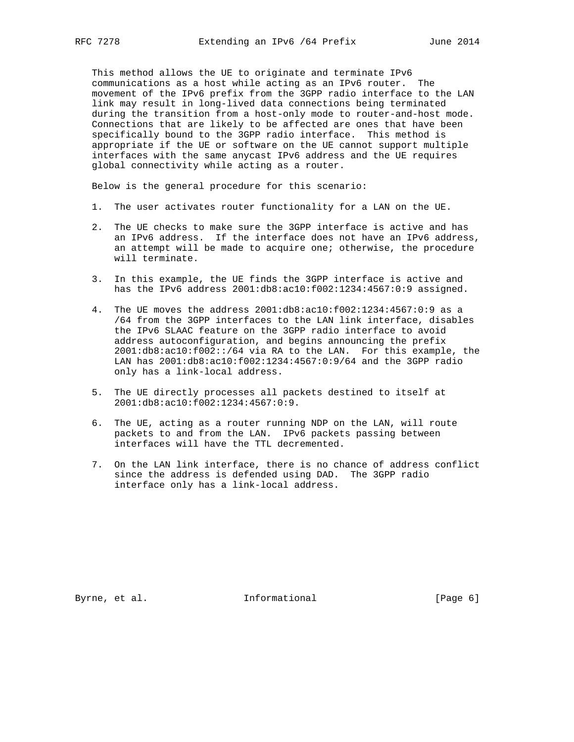This method allows the UE to originate and terminate IPv6 communications as a host while acting as an IPv6 router. The movement of the IPv6 prefix from the 3GPP radio interface to the LAN link may result in long-lived data connections being terminated during the transition from a host-only mode to router-and-host mode. Connections that are likely to be affected are ones that have been specifically bound to the 3GPP radio interface. This method is appropriate if the UE or software on the UE cannot support multiple interfaces with the same anycast IPv6 address and the UE requires global connectivity while acting as a router.

Below is the general procedure for this scenario:

1. The user activates router functionality for a LAN on the UE.

2. The UE checks to make sure the 3GPP interface is active and has an IPv6 address. If the interface does not have an IPv6 address, an attempt will be made to acquire one; otherwise, the procedure will terminate.

3. In this example, the UE finds the 3GPP interface is active and has the IPv6 address 2001:db8:ac10:f002:1234:4567:0:9 assigned.

4. The UE moves the address 2001:db8:ac10:f002:1234:4567:0:9 as a /64 from the 3GPP interfaces to the LAN link interface, disables the IPv6 SLAAC feature on the 3GPP radio interface to avoid address autoconfiguration, and begins announcing the prefix 2001:db8:ac10:f002::/64 via RA to the LAN. For this example, the LAN has 2001:db8:ac10:f002:1234:4567:0:9/64 and the 3GPP radio only has a link-local address.

5. The UE directly processes all packets destined to itself at 2001:db8:ac10:f002:1234:4567:0:9.

6. The UE, acting as a router running NDP on the LAN, will route packets to and from the LAN. IPv6 packets passing between interfaces will have the TTL decremented.

7. On the LAN link interface, there is no chance of address conflict since the address is defended using DAD. The 3GPP radio interface only has a link-local address.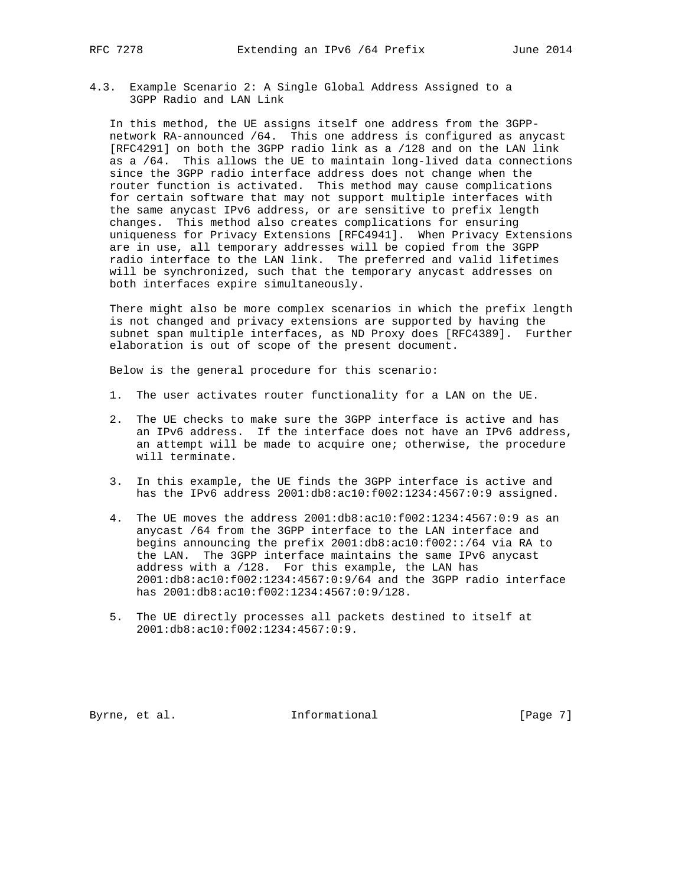### 4.3. Example Scenario 2: A Single Global Address Assigned to a 3GPP Radio and LAN Link

In this method, the UE assigns itself one address from the 3GPP-network RA-announced /64. This one address is configured as anycast [RFC4291] on both the 3GPP radio link as a /128 and on the LAN link as a /64. This allows the UE to maintain long-lived data connections since the 3GPP radio interface address does not change when the router function is activated. This method may cause complications for certain software that may not support multiple interfaces with the same anycast IPv6 address, or are sensitive to prefix length changes. This method also creates complications for ensuring uniqueness for Privacy Extensions [RFC4941]. When Privacy Extensions are in use, all temporary addresses will be copied from the 3GPP radio interface to the LAN link. The preferred and valid lifetimes will be synchronized, such that the temporary anycast addresses on both interfaces expire simultaneously.

There might also be more complex scenarios in which the prefix length is not changed and privacy extensions are supported by having the subnet span multiple interfaces, as ND Proxy does [RFC4389]. Further elaboration is out of scope of the present document.

Below is the general procedure for this scenario:

1. The user activates router functionality for a LAN on the UE.

2. The UE checks to make sure the 3GPP interface is active and has an IPv6 address. If the interface does not have an IPv6 address, an attempt will be made to acquire one; otherwise, the procedure will terminate.

3. In this example, the UE finds the 3GPP interface is active and has the IPv6 address 2001:db8:ac10:f002:1234:4567:0:9 assigned.

4. The UE moves the address 2001:db8:ac10:f002:1234:4567:0:9 as an anycast /64 from the 3GPP interface to the LAN interface and begins announcing the prefix 2001:db8:ac10:f002::/64 via RA to the LAN. The 3GPP interface maintains the same IPv6 anycast address with a /128. For this example, the LAN has 2001:db8:ac10:f002:1234:4567:0:9/64 and the 3GPP radio interface has 2001:db8:ac10:f002:1234:4567:0:9/128.

5. The UE directly processes all packets destined to itself at 2001:db8:ac10:f002:1234:4567:0:9.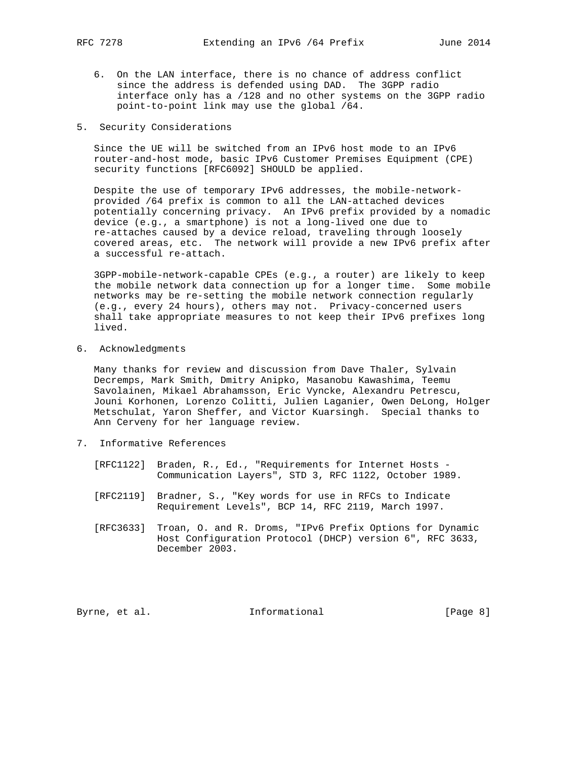6. On the LAN interface, there is no chance of address conflict since the address is defended using DAD. The 3GPP radio interface only has a /128 and no other systems on the 3GPP radio point-to-point link may use the global /64.

## 5. Security Considerations

Since the UE will be switched from an IPv6 host mode to an IPv6 router-and-host mode, basic IPv6 Customer Premises Equipment (CPE) security functions [RFC6092] SHOULD be applied.

Despite the use of temporary IPv6 addresses, the mobile-network-provided /64 prefix is common to all the LAN-attached devices potentially concerning privacy. An IPv6 prefix provided by a nomadic device (e.g., a smartphone) is not a long-lived one due to re-attaches caused by a device reload, traveling through loosely covered areas, etc. The network will provide a new IPv6 prefix after a successful re-attach.

3GPP-mobile-network-capable CPEs (e.g., a router) are likely to keep the mobile network data connection up for a longer time. Some mobile networks may be re-setting the mobile network connection regularly (e.g., every 24 hours), others may not. Privacy-concerned users shall take appropriate measures to not keep their IPv6 prefixes long lived.

## 6. Acknowledgments

Many thanks for review and discussion from Dave Thaler, Sylvain Decremps, Mark Smith, Dmitry Anipko, Masanobu Kawashima, Teemu Savolainen, Mikael Abrahamsson, Eric Vyncke, Alexandru Petrescu, Jouni Korhonen, Lorenzo Colitti, Julien Laganier, Owen DeLong, Holger Metschulat, Yaron Sheffer, and Victor Kuarsingh. Special thanks to Ann Cerveny for her language review.

## 7. Informative References

[RFC1122] Braden, R., Ed., "Requirements for Internet Hosts - Communication Layers", STD 3, RFC 1122, October 1989.

[RFC2119] Bradner, S., "Key words for use in RFCs to Indicate Requirement Levels", BCP 14, RFC 2119, March 1997.

[RFC3633] Troan, O. and R. Droms, "IPv6 Prefix Options for Dynamic Host Configuration Protocol (DHCP) version 6", RFC 3633, December 2003.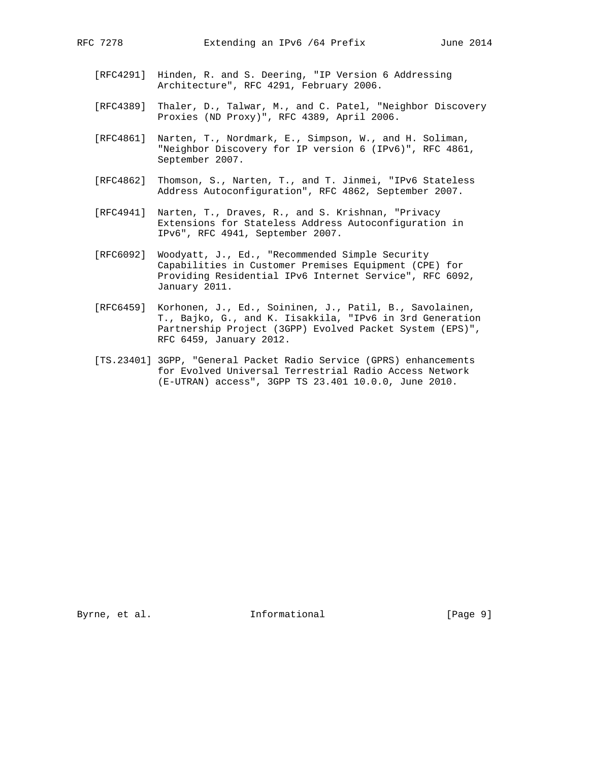[RFC4291] Hinden, R. and S. Deering, "IP Version 6 Addressing Architecture", RFC 4291, February 2006.

[RFC4389] Thaler, D., Talwar, M., and C. Patel, "Neighbor Discovery Proxies (ND Proxy)", RFC 4389, April 2006.

[RFC4861] Narten, T., Nordmark, E., Simpson, W., and H. Soliman, "Neighbor Discovery for IP version 6 (IPv6)", RFC 4861, September 2007.

[RFC4862] Thomson, S., Narten, T., and T. Jinmei, "IPv6 Stateless Address Autoconfiguration", RFC 4862, September 2007.

[RFC4941] Narten, T., Draves, R., and S. Krishnan, "Privacy Extensions for Stateless Address Autoconfiguration in IPv6", RFC 4941, September 2007.

[RFC6092] Woodyatt, J., Ed., "Recommended Simple Security Capabilities in Customer Premises Equipment (CPE) for Providing Residential IPv6 Internet Service", RFC 6092, January 2011.

[RFC6459] Korhonen, J., Ed., Soininen, J., Patil, B., Savolainen, T., Bajko, G., and K. Iisakkila, "IPv6 in 3rd Generation Partnership Project (3GPP) Evolved Packet System (EPS)", RFC 6459, January 2012.

[TS.23401] 3GPP, "General Packet Radio Service (GPRS) enhancements for Evolved Universal Terrestrial Radio Access Network (E-UTRAN) access", 3GPP TS 23.401 10.0.0, June 2010.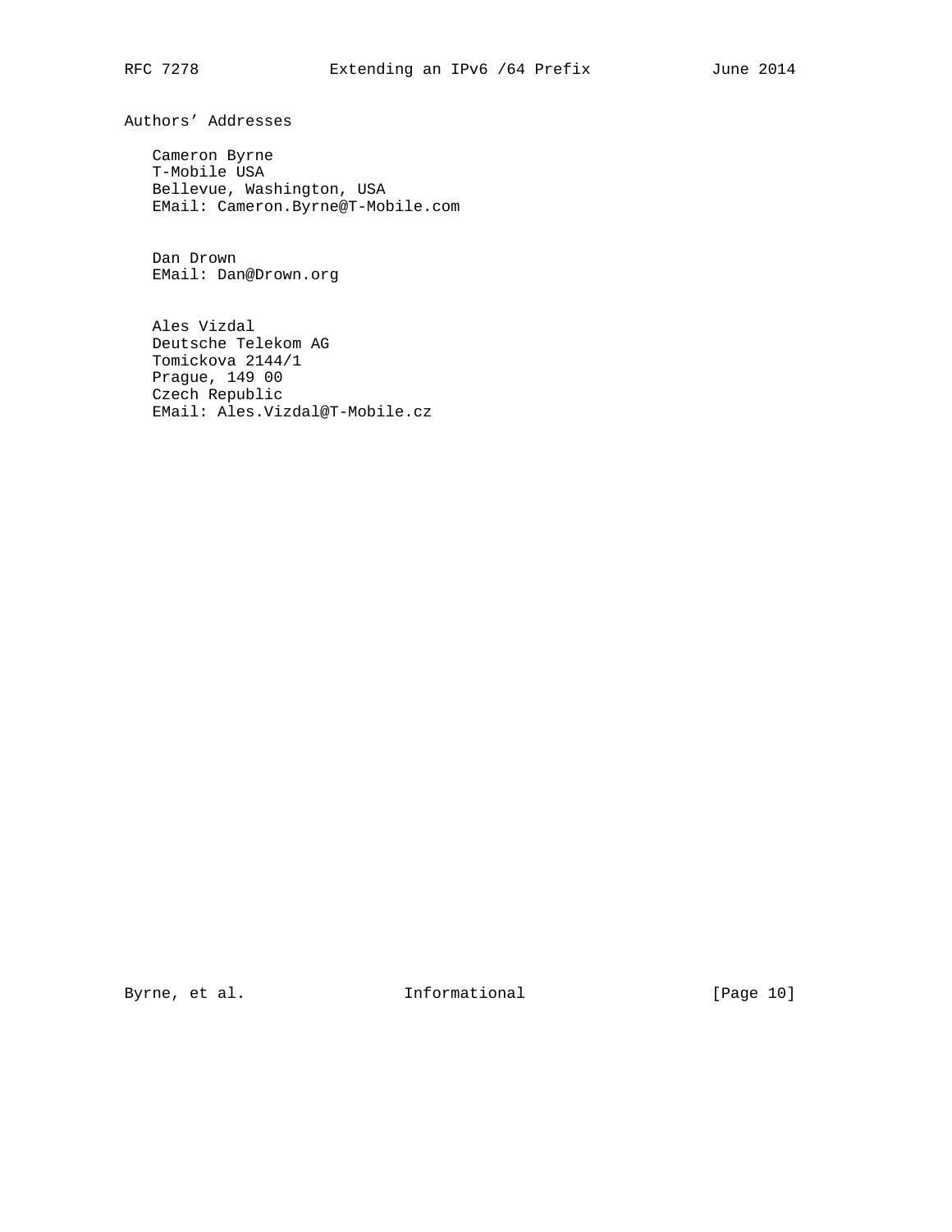## Authors' Addresses

Cameron Byrne
T-Mobile USA
Bellevue, Washington, USA
EMail: Cameron.Byrne@T-Mobile.com

Dan Drown
EMail: Dan@Drown.org

Ales Vizdal
Deutsche Telekom AG
Tomickova 2144/1
Prague, 149 00
Czech Republic
EMail: Ales.Vizdal@T-Mobile.cz